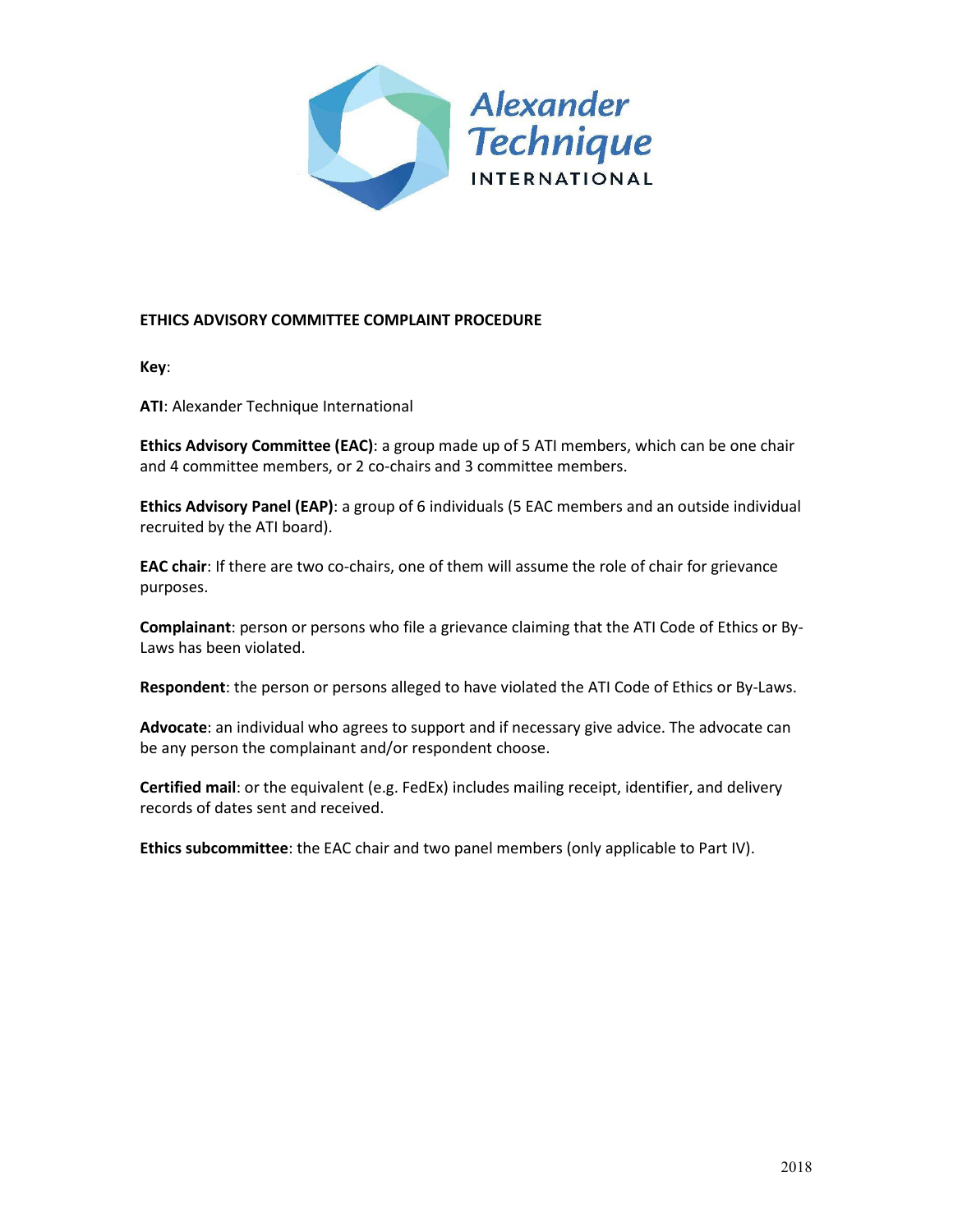Alexander Technique INTERNATIONAL

**ETHICS ADVISORY COMMITTEE COMPLAINT PROCEDURE**

**Key**:

**ATI**: Alexander Technique International

**Ethics Advisory Committee (EAC)**: a group made up of 5 ATI members, which can be one chair and 4 committee members, or 2 co-chairs and 3 committee members.

**Ethics Advisory Panel (EAP)**: a group of 6 individuals (5 EAC members and an outside individual recruited by the ATI board).

**EAC chair**: If there are two co-chairs, one of them will assume the role of chair for grievance purposes.

**Complainant**: person or persons who file a grievance claiming that the ATI Code of Ethics or By-Laws has been violated.

**Respondent**: the person or persons alleged to have violated the ATI Code of Ethics or By-Laws.

**Advocate**: an individual who agrees to support and if necessary give advice. The advocate can be any person the complainant and/or respondent choose.

**Certified mail**: or the equivalent (e.g. FedEx) includes mailing receipt, identifier, and delivery records of dates sent and received.

**Ethics subcommittee**: the EAC chair and two panel members (only applicable to Part IV).

2018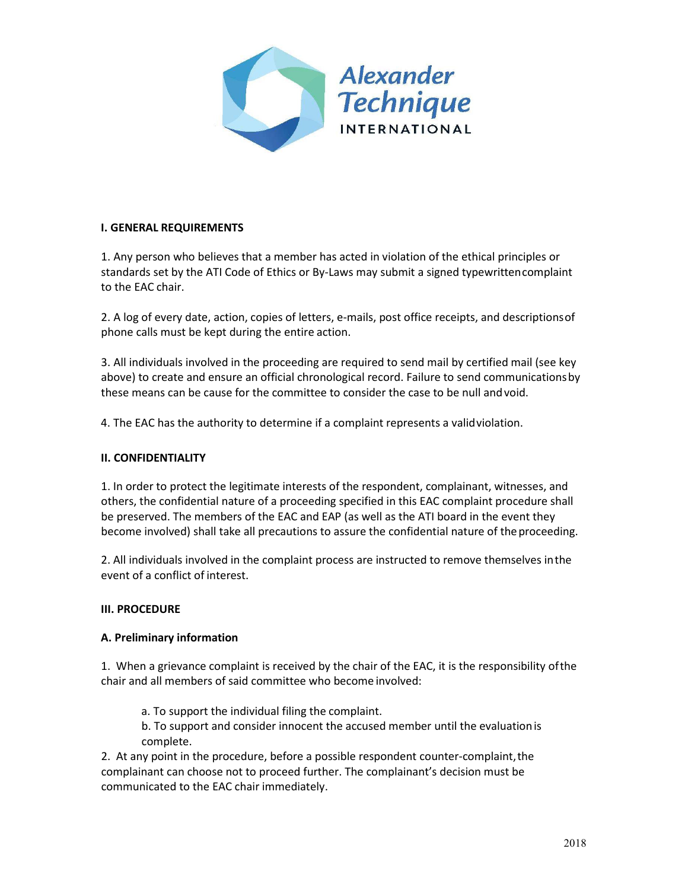## I. GENERAL REQUIREMENTS

1. Any person who believes that a member has acted in violation of the ethical principles or standards set by the ATI Code of Ethics or By-Laws may submit a signed typewritten complaint to the EAC chair.

2. A log of every date, action, copies of letters, e-mails, post office receipts, and descriptions of phone calls must be kept during the entire action.

3. All individuals involved in the proceeding are required to send mail by certified mail (see key above) to create and ensure an official chronological record. Failure to send communications by these means can be cause for the committee to consider the case to be null and void.

4. The EAC has the authority to determine if a complaint represents a valid violation.

## II. CONFIDENTIALITY

1. In order to protect the legitimate interests of the respondent, complainant, witnesses, and others, the confidential nature of a proceeding specified in this EAC complaint procedure shall be preserved. The members of the EAC and EAP (as well as the ATI board in the event they become involved) shall take all precautions to assure the confidential nature of the proceeding.

2. All individuals involved in the complaint process are instructed to remove themselves in the event of a conflict of interest.

## III. PROCEDURE

### A. Preliminary information

1. When a grievance complaint is received by the chair of the EAC, it is the responsibility of the chair and all members of said committee who become involved:

   a. To support the individual filing the complaint.
   b. To support and consider innocent the accused member until the evaluation is complete.

2. At any point in the procedure, before a possible respondent counter-complaint, the complainant can choose not to proceed further. The complainant's decision must be communicated to the EAC chair immediately.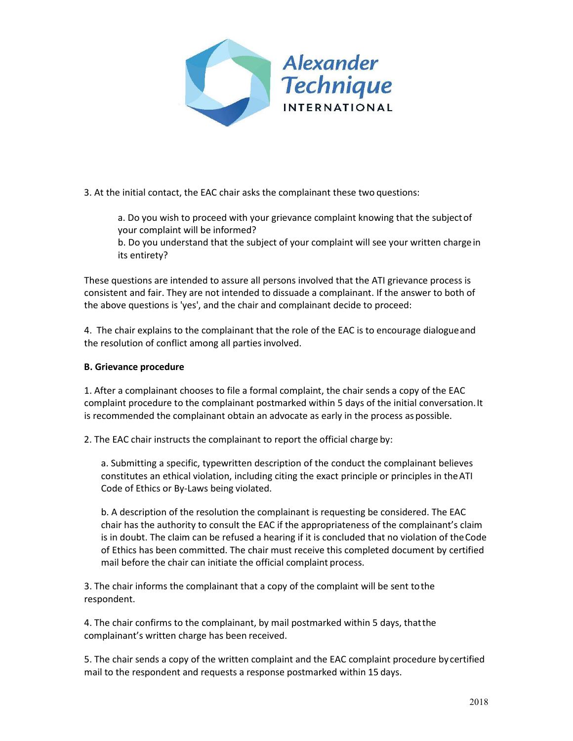3. At the initial contact, the EAC chair asks the complainant these two questions:

> a. Do you wish to proceed with your grievance complaint knowing that the subject of your complaint will be informed?
> b. Do you understand that the subject of your complaint will see your written charge in its entirety?

These questions are intended to assure all persons involved that the ATI grievance process is consistent and fair. They are not intended to dissuade a complainant. If the answer to both of the above questions is 'yes', and the chair and complainant decide to proceed:

4. The chair explains to the complainant that the role of the EAC is to encourage dialogue and the resolution of conflict among all parties involved.

**B. Grievance procedure**

1. After a complainant chooses to file a formal complaint, the chair sends a copy of the EAC complaint procedure to the complainant postmarked within 5 days of the initial conversation. It is recommended the complainant obtain an advocate as early in the process as possible.

2. The EAC chair instructs the complainant to report the official charge by:

> a. Submitting a specific, typewritten description of the conduct the complainant believes constitutes an ethical violation, including citing the exact principle or principles in the ATI Code of Ethics or By-Laws being violated.
>
> b. A description of the resolution the complainant is requesting be considered. The EAC chair has the authority to consult the EAC if the appropriateness of the complainant's claim is in doubt. The claim can be refused a hearing if it is concluded that no violation of the Code of Ethics has been committed. The chair must receive this completed document by certified mail before the chair can initiate the official complaint process.

3. The chair informs the complainant that a copy of the complaint will be sent to the respondent.

4. The chair confirms to the complainant, by mail postmarked within 5 days, that the complainant's written charge has been received.

5. The chair sends a copy of the written complaint and the EAC complaint procedure by certified mail to the respondent and requests a response postmarked within 15 days.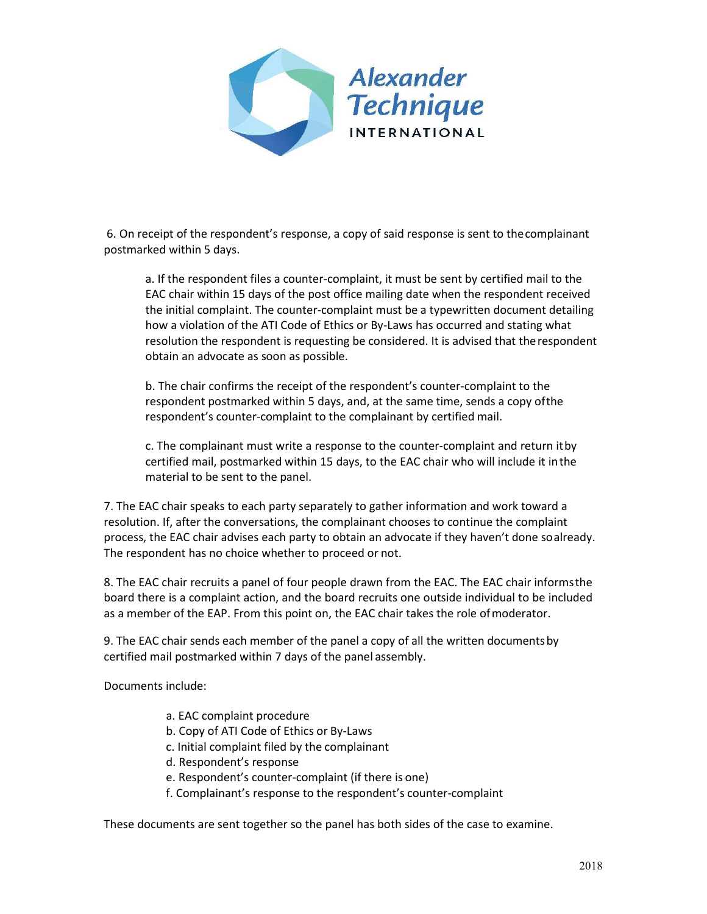6. On receipt of the respondent's response, a copy of said response is sent to the complainant postmarked within 5 days.

   a. If the respondent files a counter-complaint, it must be sent by certified mail to the EAC chair within 15 days of the post office mailing date when the respondent received the initial complaint. The counter-complaint must be a typewritten document detailing how a violation of the ATI Code of Ethics or By-Laws has occurred and stating what resolution the respondent is requesting be considered. It is advised that the respondent obtain an advocate as soon as possible.

   b. The chair confirms the receipt of the respondent's counter-complaint to the respondent postmarked within 5 days, and, at the same time, sends a copy of the respondent's counter-complaint to the complainant by certified mail.

   c. The complainant must write a response to the counter-complaint and return it by certified mail, postmarked within 15 days, to the EAC chair who will include it in the material to be sent to the panel.

7. The EAC chair speaks to each party separately to gather information and work toward a resolution. If, after the conversations, the complainant chooses to continue the complaint process, the EAC chair advises each party to obtain an advocate if they haven't done so already. The respondent has no choice whether to proceed or not.

8. The EAC chair recruits a panel of four people drawn from the EAC. The EAC chair informs the board there is a complaint action, and the board recruits one outside individual to be included as a member of the EAP. From this point on, the EAC chair takes the role of moderator.

9. The EAC chair sends each member of the panel a copy of all the written documents by certified mail postmarked within 7 days of the panel assembly.

Documents include:

   a. EAC complaint procedure
   b. Copy of ATI Code of Ethics or By-Laws
   c. Initial complaint filed by the complainant
   d. Respondent's response
   e. Respondent's counter-complaint (if there is one)
   f. Complainant's response to the respondent's counter-complaint

These documents are sent together so the panel has both sides of the case to examine.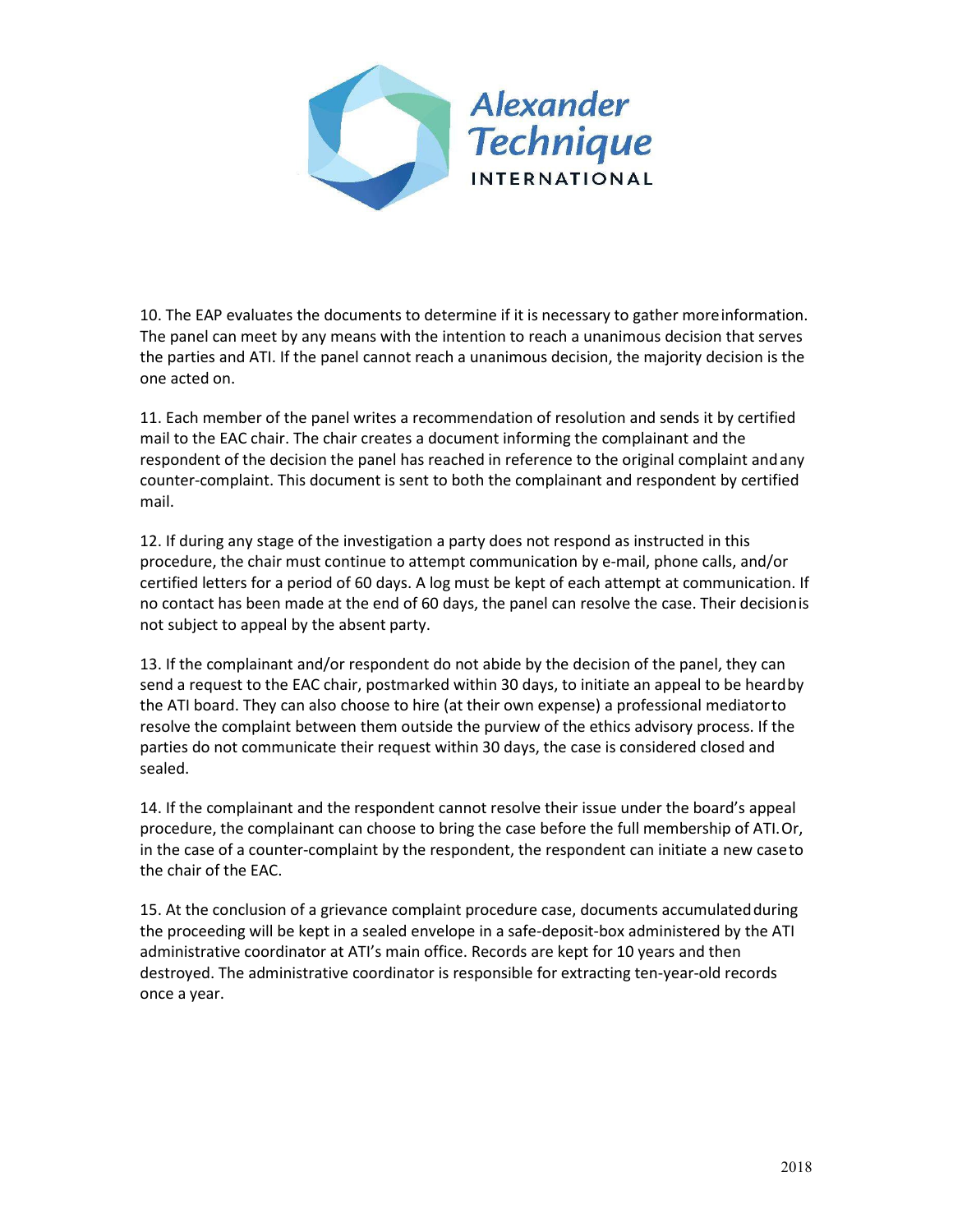10. The EAP evaluates the documents to determine if it is necessary to gather more information. The panel can meet by any means with the intention to reach a unanimous decision that serves the parties and ATI. If the panel cannot reach a unanimous decision, the majority decision is the one acted on.

11. Each member of the panel writes a recommendation of resolution and sends it by certified mail to the EAC chair. The chair creates a document informing the complainant and the respondent of the decision the panel has reached in reference to the original complaint and any counter-complaint. This document is sent to both the complainant and respondent by certified mail.

12. If during any stage of the investigation a party does not respond as instructed in this procedure, the chair must continue to attempt communication by e-mail, phone calls, and/or certified letters for a period of 60 days. A log must be kept of each attempt at communication. If no contact has been made at the end of 60 days, the panel can resolve the case. Their decision is not subject to appeal by the absent party.

13. If the complainant and/or respondent do not abide by the decision of the panel, they can send a request to the EAC chair, postmarked within 30 days, to initiate an appeal to be heard by the ATI board. They can also choose to hire (at their own expense) a professional mediator to resolve the complaint between them outside the purview of the ethics advisory process. If the parties do not communicate their request within 30 days, the case is considered closed and sealed.

14. If the complainant and the respondent cannot resolve their issue under the board's appeal procedure, the complainant can choose to bring the case before the full membership of ATI. Or, in the case of a counter-complaint by the respondent, the respondent can initiate a new case to the chair of the EAC.

15. At the conclusion of a grievance complaint procedure case, documents accumulated during the proceeding will be kept in a sealed envelope in a safe-deposit-box administered by the ATI administrative coordinator at ATI's main office. Records are kept for 10 years and then destroyed. The administrative coordinator is responsible for extracting ten-year-old records once a year.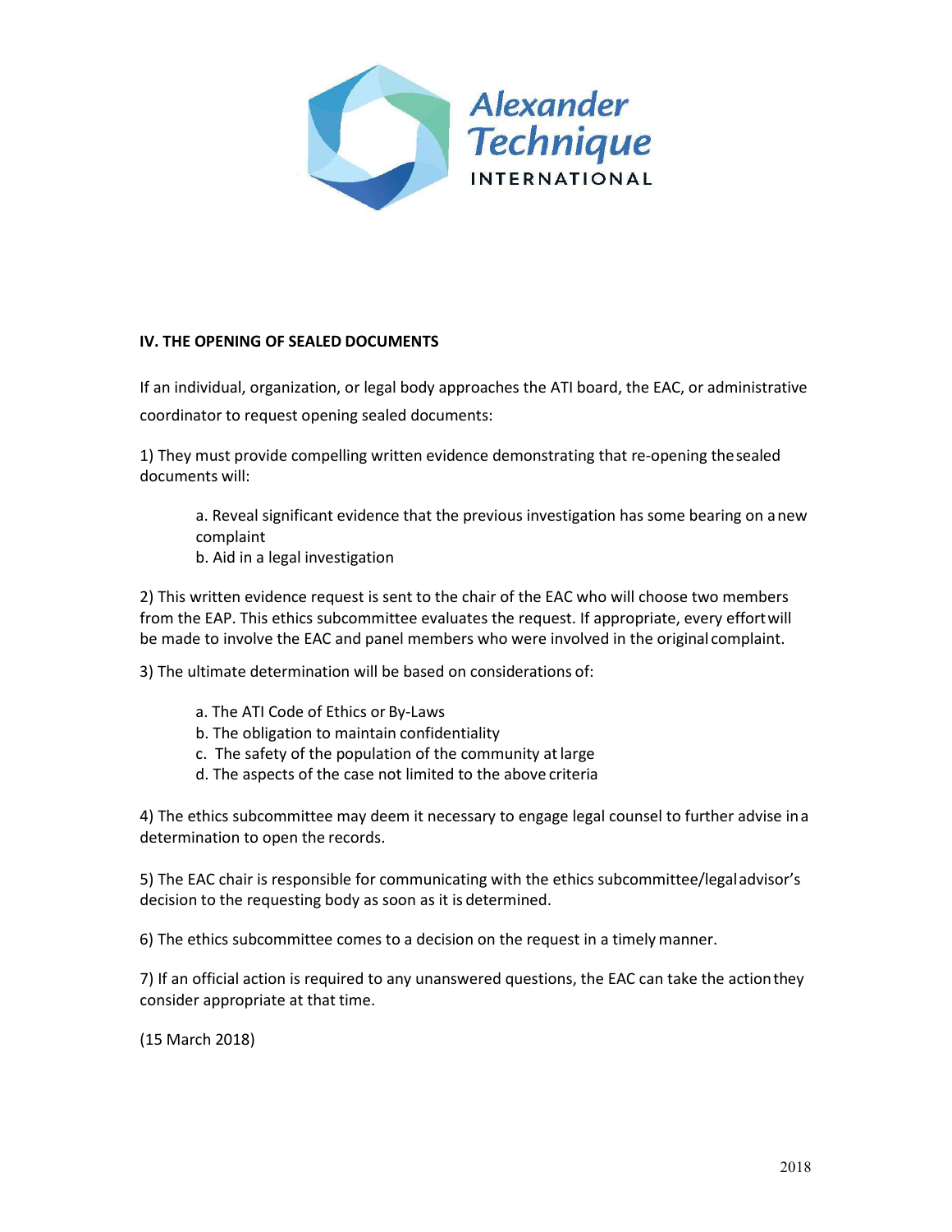## IV. THE OPENING OF SEALED DOCUMENTS

If an individual, organization, or legal body approaches the ATI board, the EAC, or administrative coordinator to request opening sealed documents:

1) They must provide compelling written evidence demonstrating that re-opening the sealed documents will:

   a. Reveal significant evidence that the previous investigation has some bearing on a new complaint
   b. Aid in a legal investigation

2) This written evidence request is sent to the chair of the EAC who will choose two members from the EAP. This ethics subcommittee evaluates the request. If appropriate, every effort will be made to involve the EAC and panel members who were involved in the original complaint.

3) The ultimate determination will be based on considerations of:

   a. The ATI Code of Ethics or By-Laws
   b. The obligation to maintain confidentiality
   c. The safety of the population of the community at large
   d. The aspects of the case not limited to the above criteria

4) The ethics subcommittee may deem it necessary to engage legal counsel to further advise in a determination to open the records.

5) The EAC chair is responsible for communicating with the ethics subcommittee/legal advisor's decision to the requesting body as soon as it is determined.

6) The ethics subcommittee comes to a decision on the request in a timely manner.

7) If an official action is required to any unanswered questions, the EAC can take the action they consider appropriate at that time.

(15 March 2018)